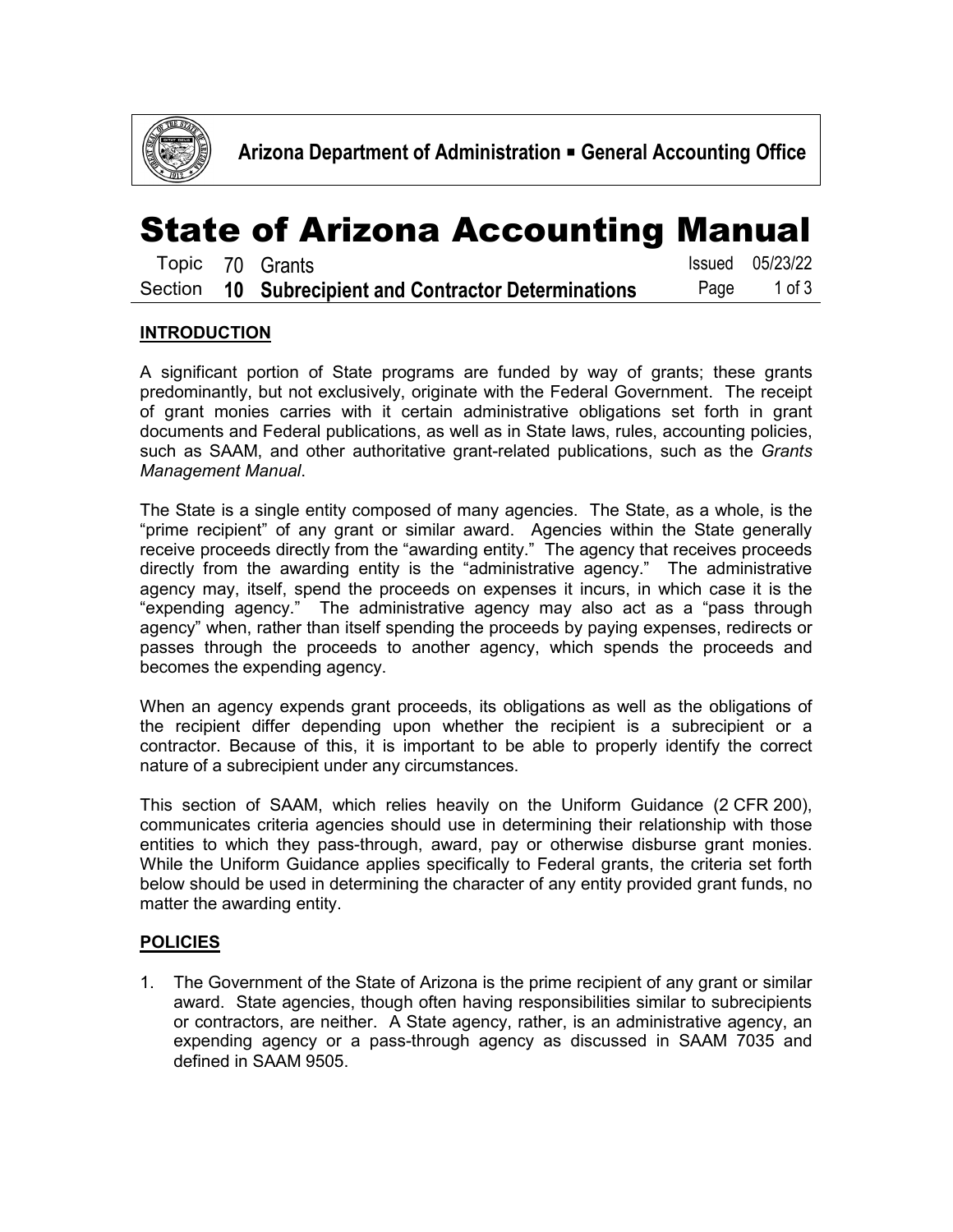# State of Arizona Accounting Manual

Topic 70 Grants

Section **10 Subrecipient and Contractor Determinations**

Issued 05/23/22

## INTRODUCTION

A significant portion of State programs are funded by way of grants; these grants predominantly, but not exclusively, originate with the Federal Government. The receipt of grant monies carries with it certain administrative obligations set forth in grant documents and Federal publications, as well as in State laws, rules, accounting policies, such as SAAM, and other authoritative grant-related publications, such as the *Grants Management Manual*.

The State is a single entity composed of many agencies. The State, as a whole, is the "prime recipient" of any grant or similar award. Agencies within the State generally receive proceeds directly from the "awarding entity." The agency that receives proceeds directly from the awarding entity is the "administrative agency." The administrative agency may, itself, spend the proceeds on expenses it incurs, in which case it is the "expending agency." The administrative agency may also act as a "pass through agency" when, rather than itself spending the proceeds by paying expenses, redirects or passes through the proceeds to another agency, which spends the proceeds and becomes the expending agency.

When an agency expends grant proceeds, its obligations as well as the obligations of the recipient differ depending upon whether the recipient is a subrecipient or a contractor. Because of this, it is important to be able to properly identify the correct nature of a subrecipient under any circumstances.

This section of SAAM, which relies heavily on the Uniform Guidance (2 CFR 200), communicates criteria agencies should use in determining their relationship with those entities to which they pass-through, award, pay or otherwise disburse grant monies. While the Uniform Guidance applies specifically to Federal grants, the criteria set forth below should be used in determining the character of any entity provided grant funds, no matter the awarding entity.

## POLICIES

1. The Government of the State of Arizona is the prime recipient of any grant or similar award. State agencies, though often having responsibilities similar to subrecipients or contractors, are neither. A State agency, rather, is an administrative agency, an expending agency or a pass-through agency as discussed in SAAM 7035 and defined in SAAM 9505.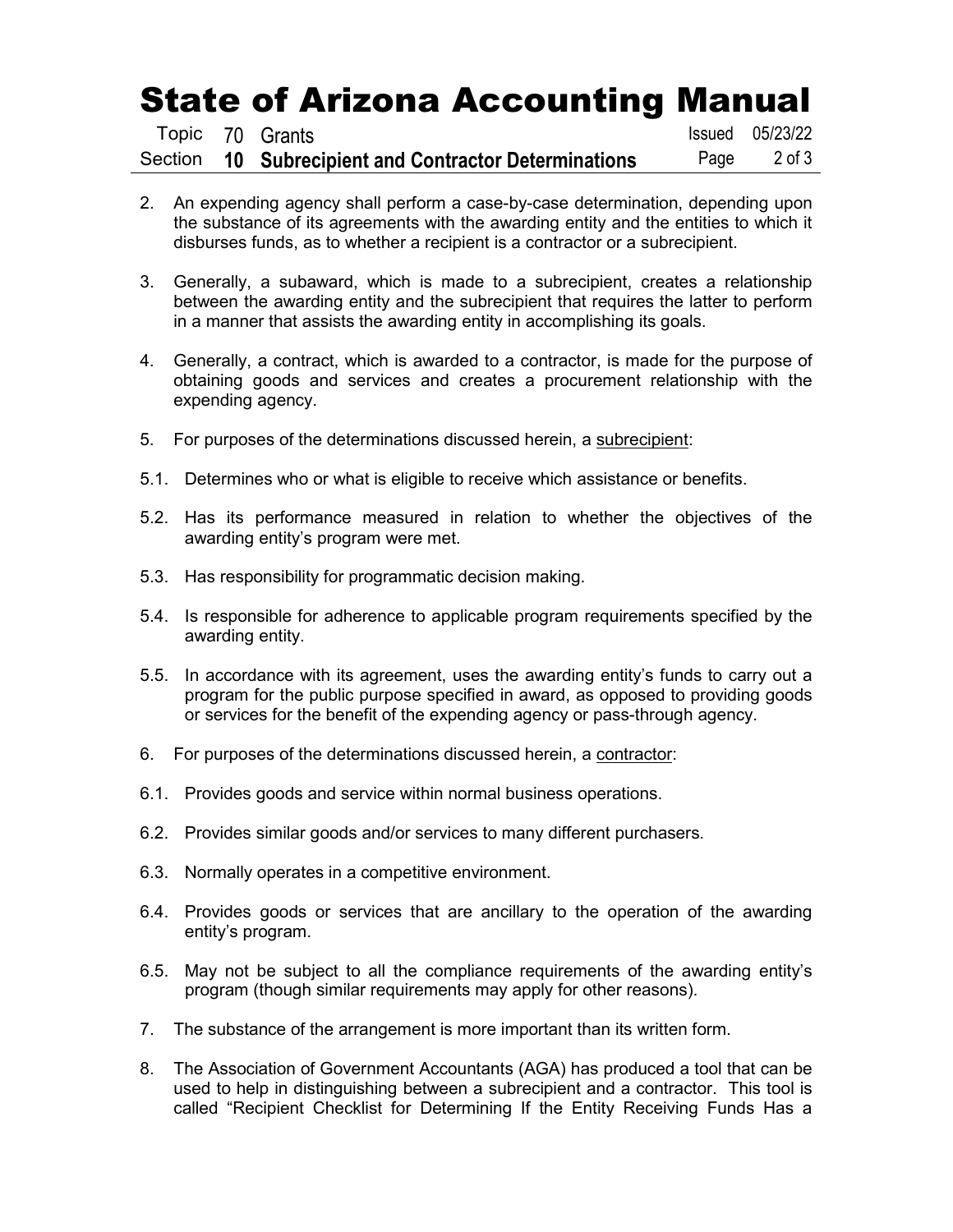2. An expending agency shall perform a case-by-case determination, depending upon the substance of its agreements with the awarding entity and the entities to which it disburses funds, as to whether a recipient is a contractor or a subrecipient.

3. Generally, a subaward, which is made to a subrecipient, creates a relationship between the awarding entity and the subrecipient that requires the latter to perform in a manner that assists the awarding entity in accomplishing its goals.

4. Generally, a contract, which is awarded to a contractor, is made for the purpose of obtaining goods and services and creates a procurement relationship with the expending agency.

5. For purposes of the determinations discussed herein, a <u>subrecipient</u>:

5.1. Determines who or what is eligible to receive which assistance or benefits.

5.2. Has its performance measured in relation to whether the objectives of the awarding entity's program were met.

5.3. Has responsibility for programmatic decision making.

5.4. Is responsible for adherence to applicable program requirements specified by the awarding entity.

5.5. In accordance with its agreement, uses the awarding entity's funds to carry out a program for the public purpose specified in award, as opposed to providing goods or services for the benefit of the expending agency or pass-through agency.

6. For purposes of the determinations discussed herein, a <u>contractor</u>:

6.1. Provides goods and service within normal business operations.

6.2. Provides similar goods and/or services to many different purchasers.

6.3. Normally operates in a competitive environment.

6.4. Provides goods or services that are ancillary to the operation of the awarding entity's program.

6.5. May not be subject to all the compliance requirements of the awarding entity's program (though similar requirements may apply for other reasons).

7. The substance of the arrangement is more important than its written form.

8. The Association of Government Accountants (AGA) has produced a tool that can be used to help in distinguishing between a subrecipient and a contractor. This tool is called "Recipient Checklist for Determining If the Entity Receiving Funds Has a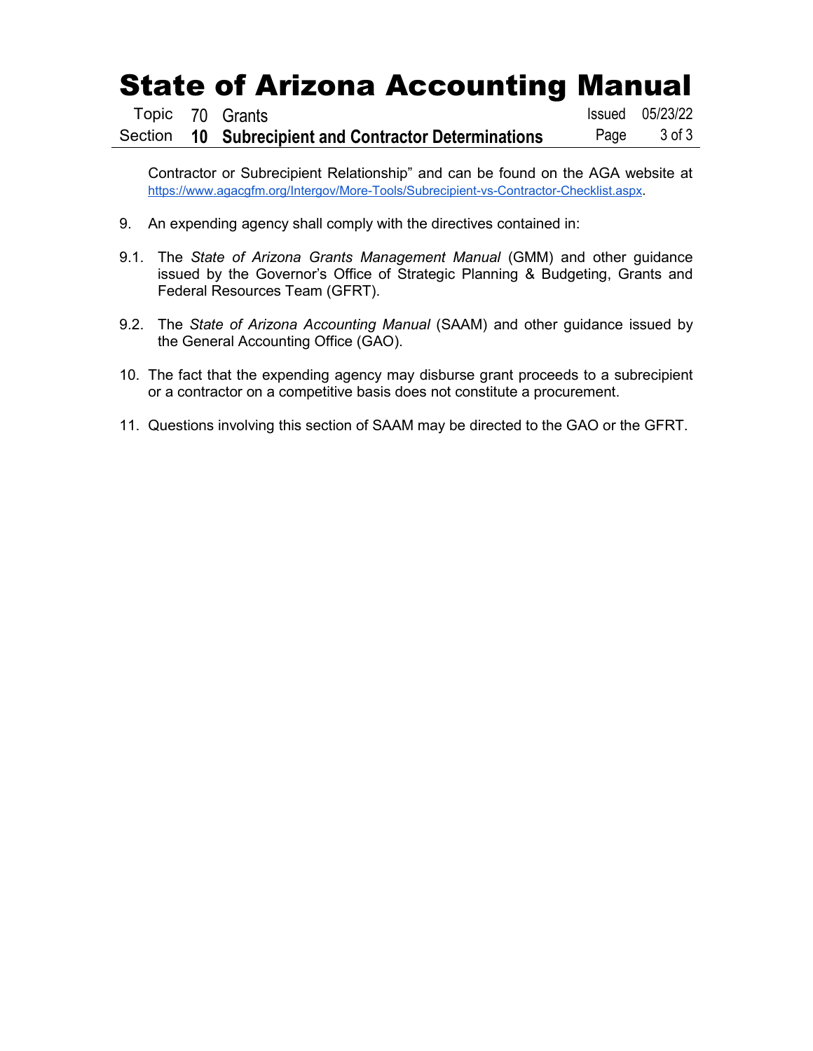Contractor or Subrecipient Relationship" and can be found on the AGA website at https://www.agacgfm.org/Intergov/More-Tools/Subrecipient-vs-Contractor-Checklist.aspx.

9. An expending agency shall comply with the directives contained in:

9.1. The *State of Arizona Grants Management Manual* (GMM) and other guidance issued by the Governor's Office of Strategic Planning & Budgeting, Grants and Federal Resources Team (GFRT).

9.2. The *State of Arizona Accounting Manual* (SAAM) and other guidance issued by the General Accounting Office (GAO).

10. The fact that the expending agency may disburse grant proceeds to a subrecipient or a contractor on a competitive basis does not constitute a procurement.

11. Questions involving this section of SAAM may be directed to the GAO or the GFRT.